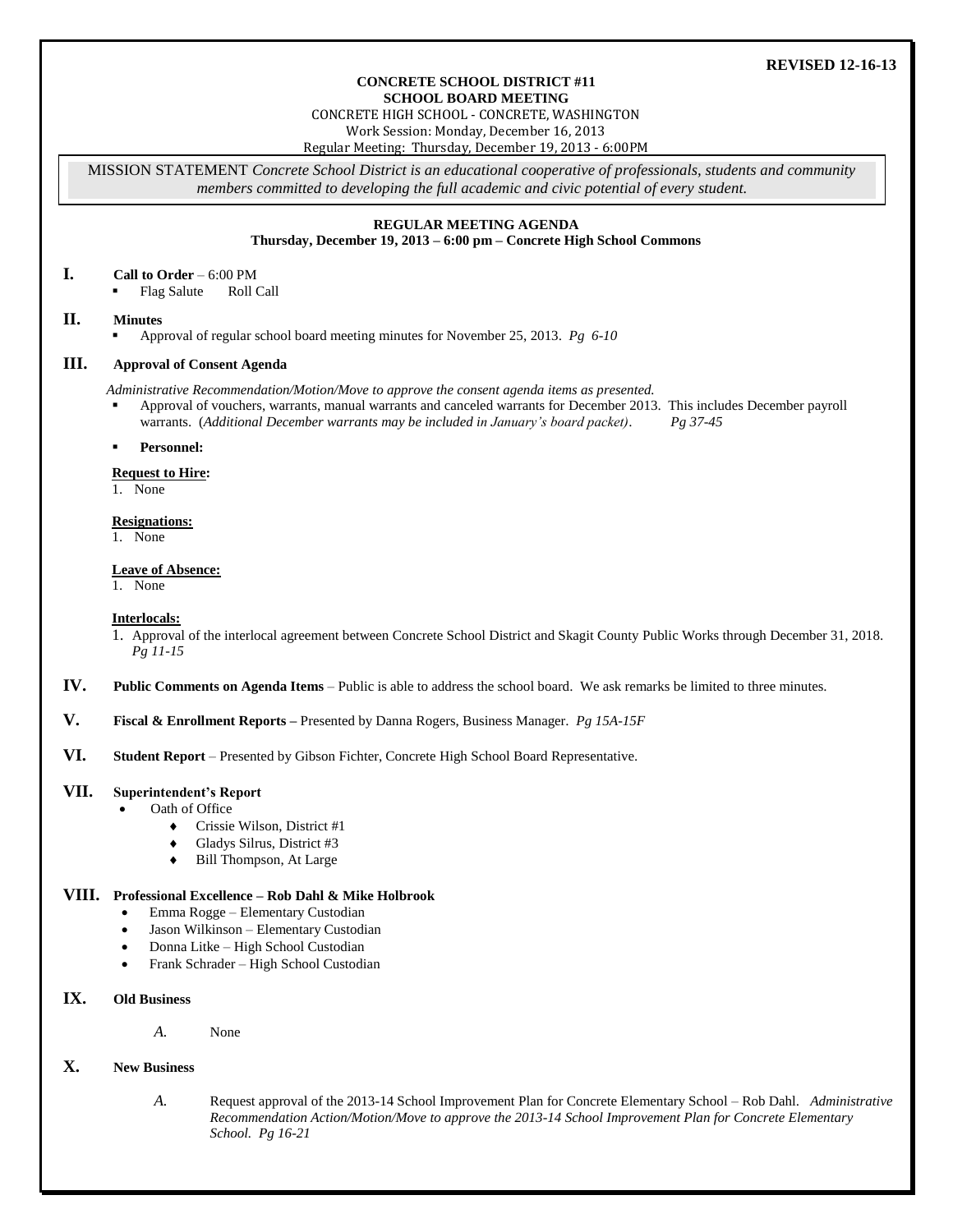**REVISED 12-16-13**

**CONCRETE SCHOOL DISTRICT #11**
**SCHOOL BOARD MEETING**
CONCRETE HIGH SCHOOL - CONCRETE, WASHINGTON
Work Session: Monday, December 16, 2013
Regular Meeting: Thursday, December 19, 2013 - 6:00PM

MISSION STATEMENT *Concrete School District is an educational cooperative of professionals, students and community members committed to developing the full academic and civic potential of every student.*

**REGULAR MEETING AGENDA**
**Thursday, December 19, 2013 – 6:00 pm – Concrete High School Commons**

## I. Call to Order – 6:00 PM

- Flag Salute    Roll Call

## II. Minutes

- Approval of regular school board meeting minutes for November 25, 2013. *Pg 6-10*

## III. Approval of Consent Agenda

*Administrative Recommendation/Motion/Move to approve the consent agenda items as presented.*

- Approval of vouchers, warrants, manual warrants and canceled warrants for December 2013. This includes December payroll warrants. (*Additional December warrants may be included in January's board packet*). *Pg 37-45*
- **Personnel:**

**Request to Hire:**
1. None

**Resignations:**
1. None

**Leave of Absence:**
1. None

**Interlocals:**
1. Approval of the interlocal agreement between Concrete School District and Skagit County Public Works through December 31, 2018. *Pg 11-15*

## IV. Public Comments on Agenda Items – Public is able to address the school board. We ask remarks be limited to three minutes.

## V. Fiscal & Enrollment Reports – Presented by Danna Rogers, Business Manager. *Pg 15A-15F*

## VI. Student Report – Presented by Gibson Fichter, Concrete High School Board Representative.

## VII. Superintendent's Report

- Oath of Office
  - Crissie Wilson, District #1
  - Gladys Silrus, District #3
  - Bill Thompson, At Large

## VIII. Professional Excellence – Rob Dahl & Mike Holbrook

- Emma Rogge – Elementary Custodian
- Jason Wilkinson – Elementary Custodian
- Donna Litke – High School Custodian
- Frank Schrader – High School Custodian

## IX. Old Business

*A.* None

## X. New Business

*A.* Request approval of the 2013-14 School Improvement Plan for Concrete Elementary School – Rob Dahl. *Administrative Recommendation Action/Motion/Move to approve the 2013-14 School Improvement Plan for Concrete Elementary School. Pg 16-21*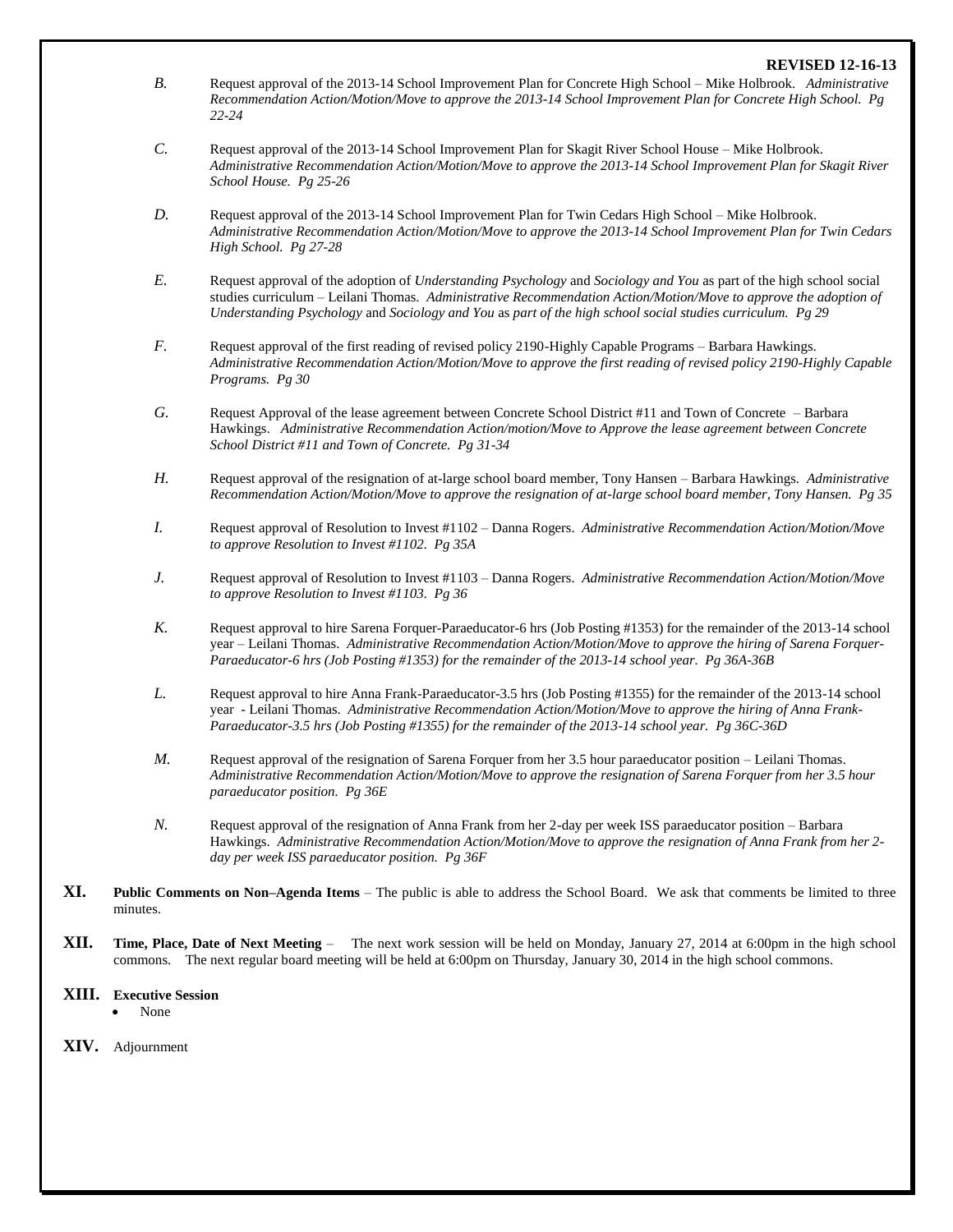**REVISED 12-16-13**

*B.* Request approval of the 2013-14 School Improvement Plan for Concrete High School – Mike Holbrook. *Administrative Recommendation Action/Motion/Move to approve the 2013-14 School Improvement Plan for Concrete High School. Pg 22-24*

*C.* Request approval of the 2013-14 School Improvement Plan for Skagit River School House – Mike Holbrook. *Administrative Recommendation Action/Motion/Move to approve the 2013-14 School Improvement Plan for Skagit River School House. Pg 25-26*

*D.* Request approval of the 2013-14 School Improvement Plan for Twin Cedars High School – Mike Holbrook. *Administrative Recommendation Action/Motion/Move to approve the 2013-14 School Improvement Plan for Twin Cedars High School. Pg 27-28*

*E.* Request approval of the adoption of *Understanding Psychology* and *Sociology and You* as part of the high school social studies curriculum – Leilani Thomas. *Administrative Recommendation Action/Motion/Move to approve the adoption of Understanding Psychology* and *Sociology and You* as *part of the high school social studies curriculum. Pg 29*

*F.* Request approval of the first reading of revised policy 2190-Highly Capable Programs – Barbara Hawkings. *Administrative Recommendation Action/Motion/Move to approve the first reading of revised policy 2190-Highly Capable Programs. Pg 30*

*G.* Request Approval of the lease agreement between Concrete School District #11 and Town of Concrete – Barbara Hawkings. *Administrative Recommendation Action/motion/Move to Approve the lease agreement between Concrete School District #11 and Town of Concrete. Pg 31-34*

*H.* Request approval of the resignation of at-large school board member, Tony Hansen – Barbara Hawkings. *Administrative Recommendation Action/Motion/Move to approve the resignation of at-large school board member, Tony Hansen. Pg 35*

*I.* Request approval of Resolution to Invest #1102 – Danna Rogers. *Administrative Recommendation Action/Motion/Move to approve Resolution to Invest #1102. Pg 35A*

*J.* Request approval of Resolution to Invest #1103 – Danna Rogers. *Administrative Recommendation Action/Motion/Move to approve Resolution to Invest #1103. Pg 36*

*K.* Request approval to hire Sarena Forquer-Paraeducator-6 hrs (Job Posting #1353) for the remainder of the 2013-14 school year – Leilani Thomas. *Administrative Recommendation Action/Motion/Move to approve the hiring of Sarena Forquer-Paraeducator-6 hrs (Job Posting #1353) for the remainder of the 2013-14 school year. Pg 36A-36B*

*L.* Request approval to hire Anna Frank-Paraeducator-3.5 hrs (Job Posting #1355) for the remainder of the 2013-14 school year - Leilani Thomas. *Administrative Recommendation Action/Motion/Move to approve the hiring of Anna Frank-Paraeducator-3.5 hrs (Job Posting #1355) for the remainder of the 2013-14 school year. Pg 36C-36D*

*M.* Request approval of the resignation of Sarena Forquer from her 3.5 hour paraeducator position – Leilani Thomas. *Administrative Recommendation Action/Motion/Move to approve the resignation of Sarena Forquer from her 3.5 hour paraeducator position. Pg 36E*

*N.* Request approval of the resignation of Anna Frank from her 2-day per week ISS paraeducator position – Barbara Hawkings. *Administrative Recommendation Action/Motion/Move to approve the resignation of Anna Frank from her 2-day per week ISS paraeducator position. Pg 36F*

**XI. Public Comments on Non–Agenda Items** – The public is able to address the School Board. We ask that comments be limited to three minutes.

**XII. Time, Place, Date of Next Meeting** – The next work session will be held on Monday, January 27, 2014 at 6:00pm in the high school commons. The next regular board meeting will be held at 6:00pm on Thursday, January 30, 2014 in the high school commons.

**XIII. Executive Session**

- None

**XIV.** Adjournment